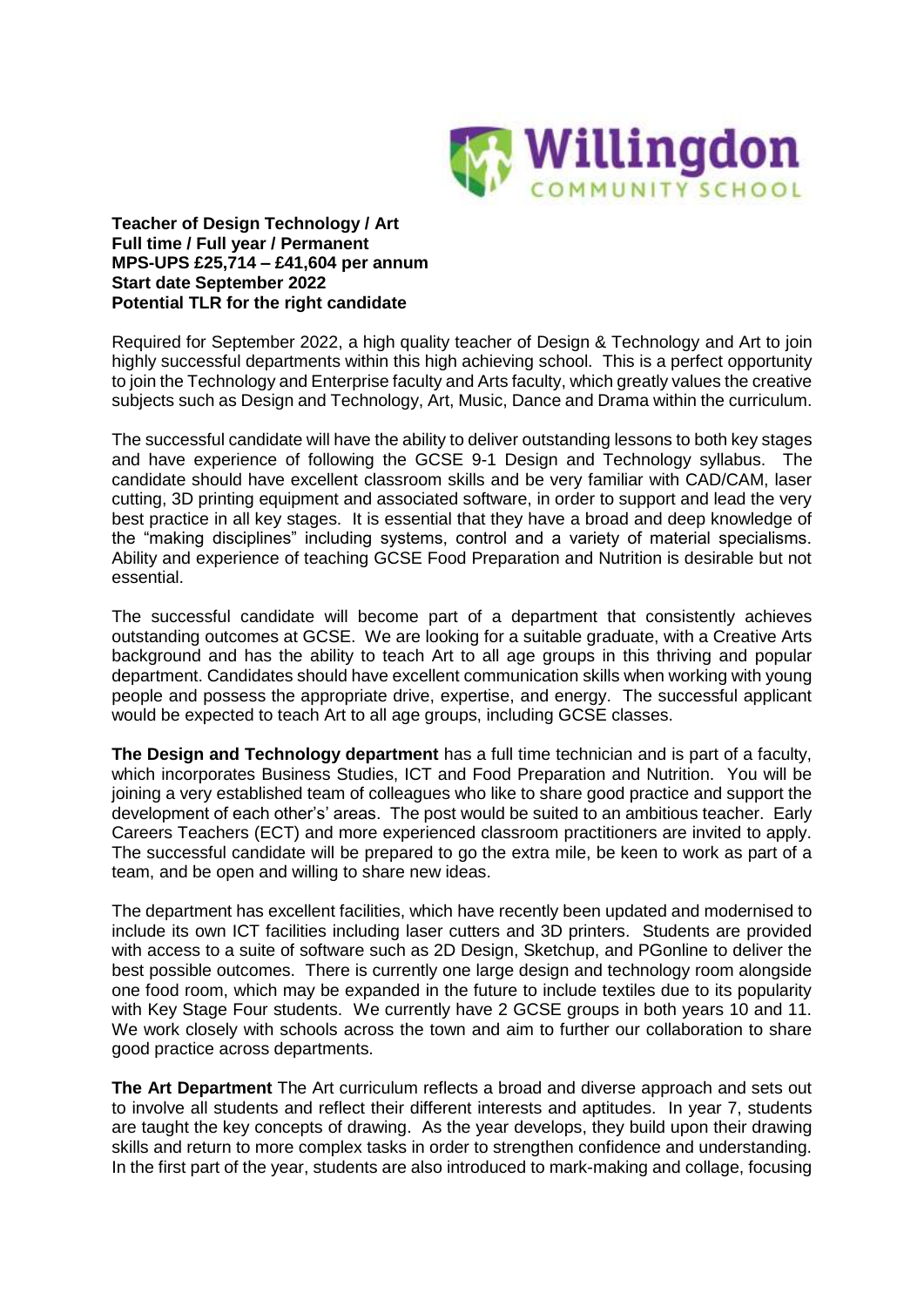**Teacher of Design Technology / Art**
**Full time / Full year / Permanent**
**MPS-UPS £25,714 – £41,604 per annum**
**Start date September 2022**
**Potential TLR for the right candidate**

Required for September 2022, a high quality teacher of Design & Technology and Art to join highly successful departments within this high achieving school. This is a perfect opportunity to join the Technology and Enterprise faculty and Arts faculty, which greatly values the creative subjects such as Design and Technology, Art, Music, Dance and Drama within the curriculum.

The successful candidate will have the ability to deliver outstanding lessons to both key stages and have experience of following the GCSE 9-1 Design and Technology syllabus. The candidate should have excellent classroom skills and be very familiar with CAD/CAM, laser cutting, 3D printing equipment and associated software, in order to support and lead the very best practice in all key stages. It is essential that they have a broad and deep knowledge of the "making disciplines" including systems, control and a variety of material specialisms. Ability and experience of teaching GCSE Food Preparation and Nutrition is desirable but not essential.

The successful candidate will become part of a department that consistently achieves outstanding outcomes at GCSE. We are looking for a suitable graduate, with a Creative Arts background and has the ability to teach Art to all age groups in this thriving and popular department. Candidates should have excellent communication skills when working with young people and possess the appropriate drive, expertise, and energy. The successful applicant would be expected to teach Art to all age groups, including GCSE classes.

**The Design and Technology department** has a full time technician and is part of a faculty, which incorporates Business Studies, ICT and Food Preparation and Nutrition. You will be joining a very established team of colleagues who like to share good practice and support the development of each other's' areas. The post would be suited to an ambitious teacher. Early Careers Teachers (ECT) and more experienced classroom practitioners are invited to apply. The successful candidate will be prepared to go the extra mile, be keen to work as part of a team, and be open and willing to share new ideas.

The department has excellent facilities, which have recently been updated and modernised to include its own ICT facilities including laser cutters and 3D printers. Students are provided with access to a suite of software such as 2D Design, Sketchup, and PGonline to deliver the best possible outcomes. There is currently one large design and technology room alongside one food room, which may be expanded in the future to include textiles due to its popularity with Key Stage Four students. We currently have 2 GCSE groups in both years 10 and 11. We work closely with schools across the town and aim to further our collaboration to share good practice across departments.

**The Art Department** The Art curriculum reflects a broad and diverse approach and sets out to involve all students and reflect their different interests and aptitudes. In year 7, students are taught the key concepts of drawing. As the year develops, they build upon their drawing skills and return to more complex tasks in order to strengthen confidence and understanding. In the first part of the year, students are also introduced to mark-making and collage, focusing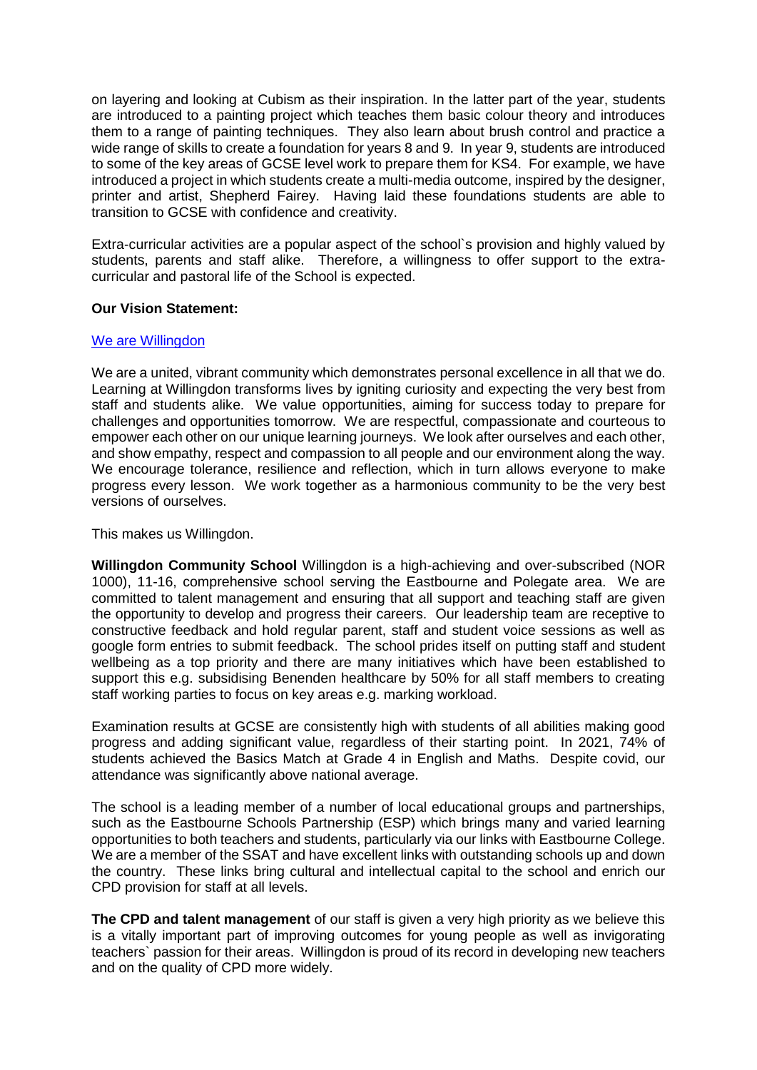on layering and looking at Cubism as their inspiration. In the latter part of the year, students are introduced to a painting project which teaches them basic colour theory and introduces them to a range of painting techniques. They also learn about brush control and practice a wide range of skills to create a foundation for years 8 and 9. In year 9, students are introduced to some of the key areas of GCSE level work to prepare them for KS4. For example, we have introduced a project in which students create a multi-media outcome, inspired by the designer, printer and artist, Shepherd Fairey. Having laid these foundations students are able to transition to GCSE with confidence and creativity.

Extra-curricular activities are a popular aspect of the school`s provision and highly valued by students, parents and staff alike. Therefore, a willingness to offer support to the extra-curricular and pastoral life of the School is expected.

**Our Vision Statement:**

We are Willingdon

We are a united, vibrant community which demonstrates personal excellence in all that we do. Learning at Willingdon transforms lives by igniting curiosity and expecting the very best from staff and students alike. We value opportunities, aiming for success today to prepare for challenges and opportunities tomorrow. We are respectful, compassionate and courteous to empower each other on our unique learning journeys. We look after ourselves and each other, and show empathy, respect and compassion to all people and our environment along the way. We encourage tolerance, resilience and reflection, which in turn allows everyone to make progress every lesson. We work together as a harmonious community to be the very best versions of ourselves.

This makes us Willingdon.

**Willingdon Community School** Willingdon is a high-achieving and over-subscribed (NOR 1000), 11-16, comprehensive school serving the Eastbourne and Polegate area. We are committed to talent management and ensuring that all support and teaching staff are given the opportunity to develop and progress their careers. Our leadership team are receptive to constructive feedback and hold regular parent, staff and student voice sessions as well as google form entries to submit feedback. The school prides itself on putting staff and student wellbeing as a top priority and there are many initiatives which have been established to support this e.g. subsidising Benenden healthcare by 50% for all staff members to creating staff working parties to focus on key areas e.g. marking workload.

Examination results at GCSE are consistently high with students of all abilities making good progress and adding significant value, regardless of their starting point. In 2021, 74% of students achieved the Basics Match at Grade 4 in English and Maths. Despite covid, our attendance was significantly above national average.

The school is a leading member of a number of local educational groups and partnerships, such as the Eastbourne Schools Partnership (ESP) which brings many and varied learning opportunities to both teachers and students, particularly via our links with Eastbourne College. We are a member of the SSAT and have excellent links with outstanding schools up and down the country. These links bring cultural and intellectual capital to the school and enrich our CPD provision for staff at all levels.

**The CPD and talent management** of our staff is given a very high priority as we believe this is a vitally important part of improving outcomes for young people as well as invigorating teachers` passion for their areas. Willingdon is proud of its record in developing new teachers and on the quality of CPD more widely.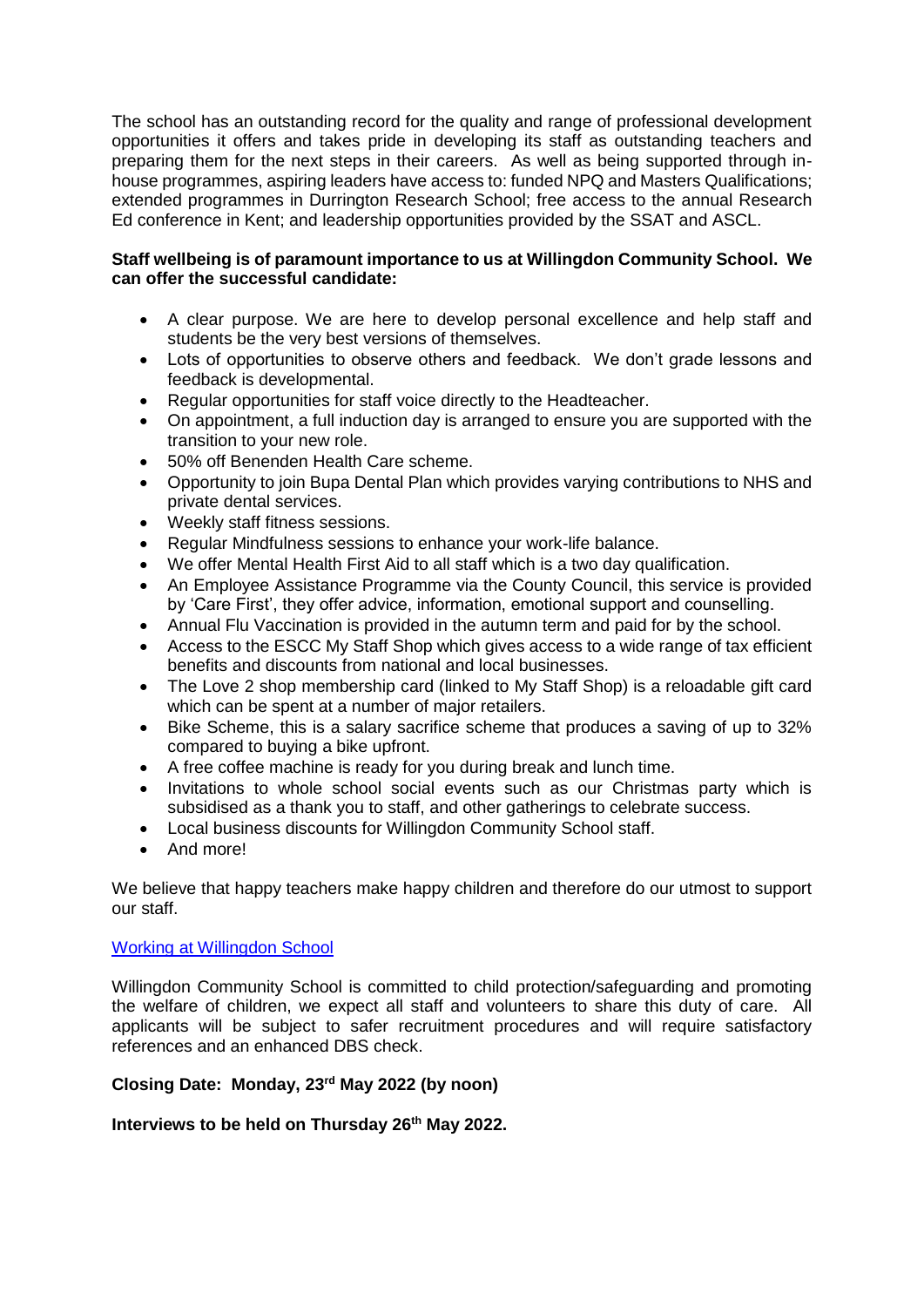The school has an outstanding record for the quality and range of professional development opportunities it offers and takes pride in developing its staff as outstanding teachers and preparing them for the next steps in their careers. As well as being supported through in-house programmes, aspiring leaders have access to: funded NPQ and Masters Qualifications; extended programmes in Durrington Research School; free access to the annual Research Ed conference in Kent; and leadership opportunities provided by the SSAT and ASCL.

**Staff wellbeing is of paramount importance to us at Willingdon Community School. We can offer the successful candidate:**

- A clear purpose. We are here to develop personal excellence and help staff and students be the very best versions of themselves.
- Lots of opportunities to observe others and feedback. We don't grade lessons and feedback is developmental.
- Regular opportunities for staff voice directly to the Headteacher.
- On appointment, a full induction day is arranged to ensure you are supported with the transition to your new role.
- 50% off Benenden Health Care scheme.
- Opportunity to join Bupa Dental Plan which provides varying contributions to NHS and private dental services.
- Weekly staff fitness sessions.
- Regular Mindfulness sessions to enhance your work-life balance.
- We offer Mental Health First Aid to all staff which is a two day qualification.
- An Employee Assistance Programme via the County Council, this service is provided by 'Care First', they offer advice, information, emotional support and counselling.
- Annual Flu Vaccination is provided in the autumn term and paid for by the school.
- Access to the ESCC My Staff Shop which gives access to a wide range of tax efficient benefits and discounts from national and local businesses.
- The Love 2 shop membership card (linked to My Staff Shop) is a reloadable gift card which can be spent at a number of major retailers.
- Bike Scheme, this is a salary sacrifice scheme that produces a saving of up to 32% compared to buying a bike upfront.
- A free coffee machine is ready for you during break and lunch time.
- Invitations to whole school social events such as our Christmas party which is subsidised as a thank you to staff, and other gatherings to celebrate success.
- Local business discounts for Willingdon Community School staff.
- And more!

We believe that happy teachers make happy children and therefore do our utmost to support our staff.

[Working at Willingdon School]

Willingdon Community School is committed to child protection/safeguarding and promoting the welfare of children, we expect all staff and volunteers to share this duty of care. All applicants will be subject to safer recruitment procedures and will require satisfactory references and an enhanced DBS check.

**Closing Date: Monday, 23rd May 2022 (by noon)**

**Interviews to be held on Thursday 26th May 2022.**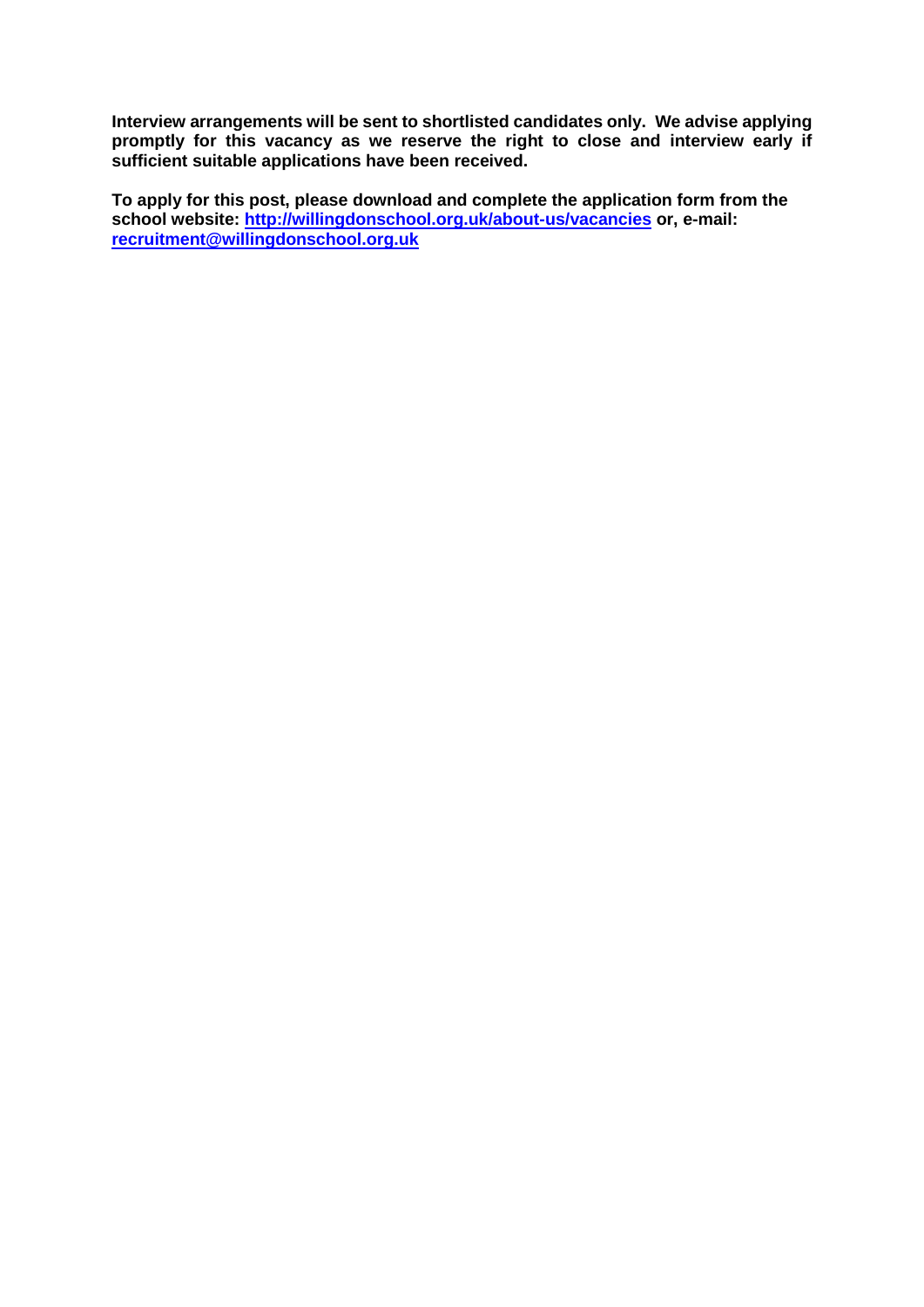**Interview arrangements will be sent to shortlisted candidates only. We advise applying promptly for this vacancy as we reserve the right to close and interview early if sufficient suitable applications have been received.**

**To apply for this post, please download and complete the application form from the school website: [http://willingdonschool.org.uk/about-us/vacancies](http://willingdonschool.org.uk/about-us/vacancies) or, e-mail: [recruitment@willingdonschool.org.uk](mailto:recruitment@willingdonschool.org.uk)**